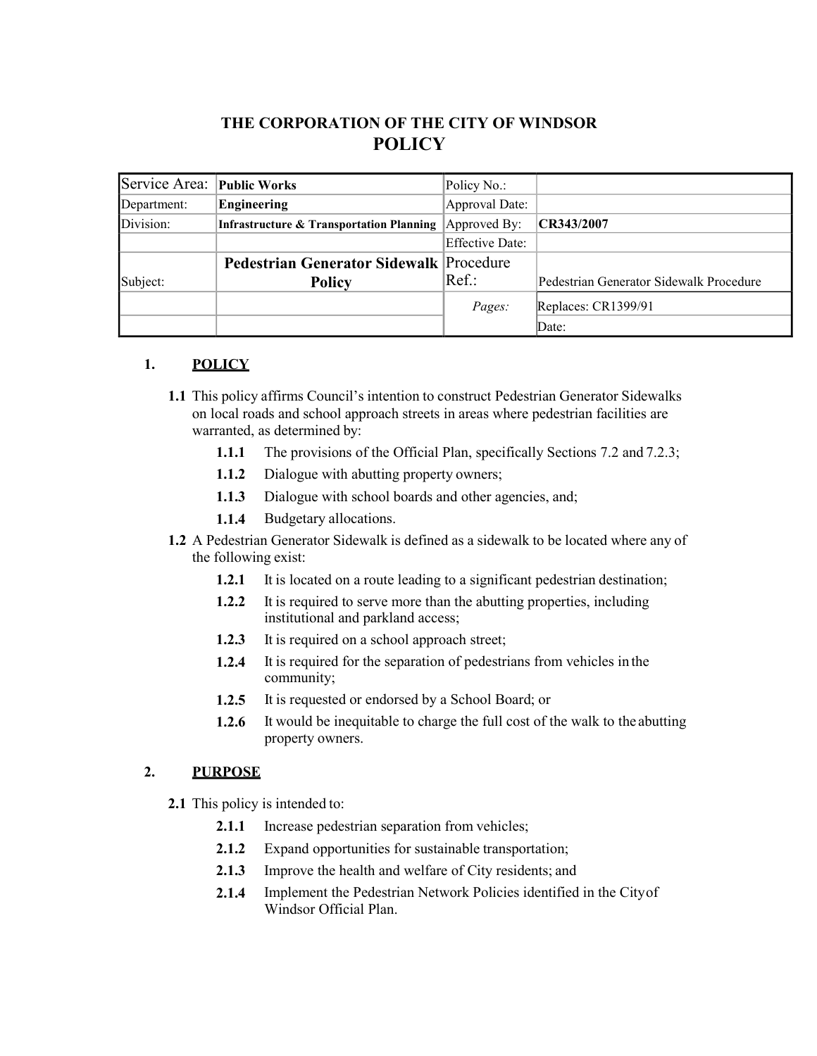# THE CORPORATION OF THE CITY OF WINDSOR
# POLICY

| Service Area: | Public Works | Policy No.: | |
|---|---|---|---|
| Department: | Engineering | Approval Date: | |
| Division: | Infrastructure & Transportation Planning | Approved By: | CR343/2007 |
| | | Effective Date: | |
| Subject: | Pedestrian Generator Sidewalk Policy | Procedure Ref.: | Pedestrian Generator Sidewalk Procedure |
| | | *Pages:* | Replaces: CR1399/91 |
| | | | Date: |

## 1. POLICY

**1.1** This policy affirms Council's intention to construct Pedestrian Generator Sidewalks on local roads and school approach streets in areas where pedestrian facilities are warranted, as determined by:

- **1.1.1** The provisions of the Official Plan, specifically Sections 7.2 and 7.2.3;
- **1.1.2** Dialogue with abutting property owners;
- **1.1.3** Dialogue with school boards and other agencies, and;
- **1.1.4** Budgetary allocations.

**1.2** A Pedestrian Generator Sidewalk is defined as a sidewalk to be located where any of the following exist:

- **1.2.1** It is located on a route leading to a significant pedestrian destination;
- **1.2.2** It is required to serve more than the abutting properties, including institutional and parkland access;
- **1.2.3** It is required on a school approach street;
- **1.2.4** It is required for the separation of pedestrians from vehicles in the community;
- **1.2.5** It is requested or endorsed by a School Board; or
- **1.2.6** It would be inequitable to charge the full cost of the walk to the abutting property owners.

## 2. PURPOSE

**2.1** This policy is intended to:

- **2.1.1** Increase pedestrian separation from vehicles;
- **2.1.2** Expand opportunities for sustainable transportation;
- **2.1.3** Improve the health and welfare of City residents; and
- **2.1.4** Implement the Pedestrian Network Policies identified in the City of Windsor Official Plan.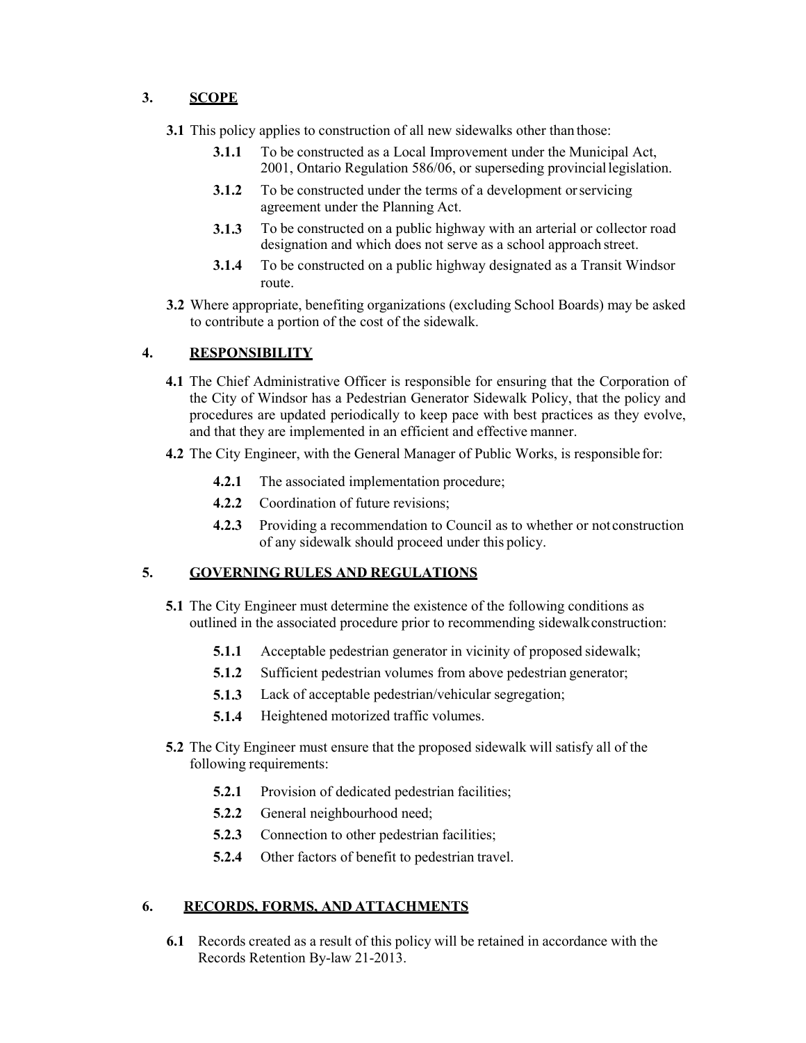## 3. SCOPE

**3.1** This policy applies to construction of all new sidewalks other than those:

- **3.1.1** To be constructed as a Local Improvement under the Municipal Act, 2001, Ontario Regulation 586/06, or superseding provincial legislation.
- **3.1.2** To be constructed under the terms of a development or servicing agreement under the Planning Act.
- **3.1.3** To be constructed on a public highway with an arterial or collector road designation and which does not serve as a school approach street.
- **3.1.4** To be constructed on a public highway designated as a Transit Windsor route.

**3.2** Where appropriate, benefiting organizations (excluding School Boards) may be asked to contribute a portion of the cost of the sidewalk.

## 4. RESPONSIBILITY

**4.1** The Chief Administrative Officer is responsible for ensuring that the Corporation of the City of Windsor has a Pedestrian Generator Sidewalk Policy, that the policy and procedures are updated periodically to keep pace with best practices as they evolve, and that they are implemented in an efficient and effective manner.

**4.2** The City Engineer, with the General Manager of Public Works, is responsible for:

- **4.2.1** The associated implementation procedure;
- **4.2.2** Coordination of future revisions;
- **4.2.3** Providing a recommendation to Council as to whether or not construction of any sidewalk should proceed under this policy.

## 5. GOVERNING RULES AND REGULATIONS

**5.1** The City Engineer must determine the existence of the following conditions as outlined in the associated procedure prior to recommending sidewalk construction:

- **5.1.1** Acceptable pedestrian generator in vicinity of proposed sidewalk;
- **5.1.2** Sufficient pedestrian volumes from above pedestrian generator;
- **5.1.3** Lack of acceptable pedestrian/vehicular segregation;
- **5.1.4** Heightened motorized traffic volumes.

**5.2** The City Engineer must ensure that the proposed sidewalk will satisfy all of the following requirements:

- **5.2.1** Provision of dedicated pedestrian facilities;
- **5.2.2** General neighbourhood need;
- **5.2.3** Connection to other pedestrian facilities;
- **5.2.4** Other factors of benefit to pedestrian travel.

## 6. RECORDS, FORMS, AND ATTACHMENTS

**6.1** Records created as a result of this policy will be retained in accordance with the Records Retention By-law 21-2013.